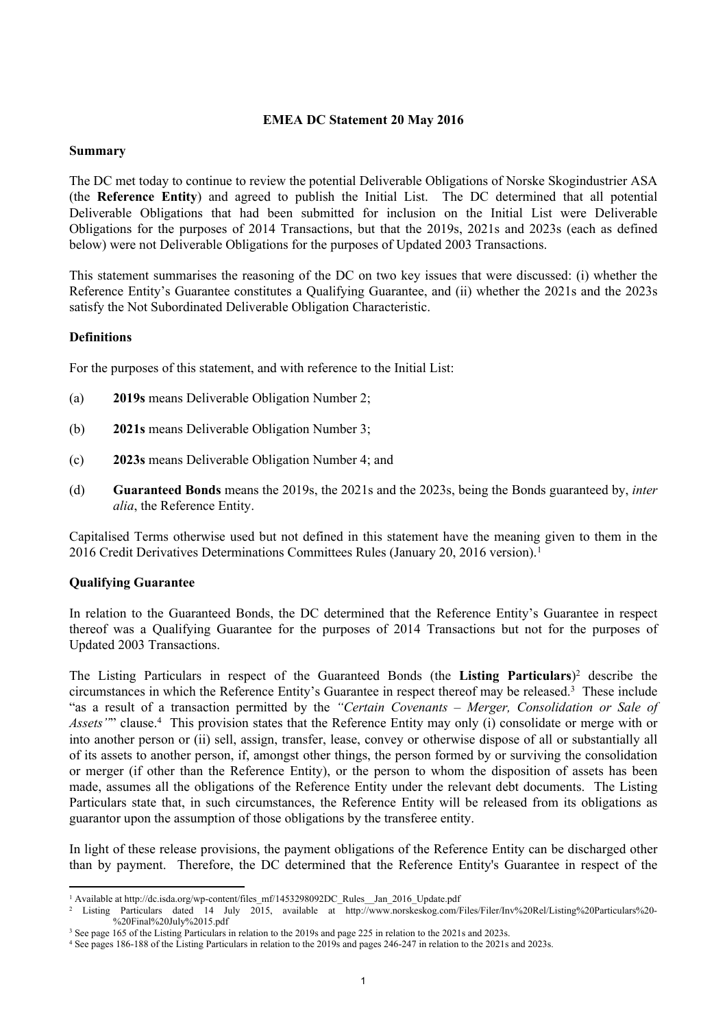**EMEA DC Statement 20 May 2016**

**Summary**

The DC met today to continue to review the potential Deliverable Obligations of Norske Skogindustrier ASA (the **Reference Entity**) and agreed to publish the Initial List. The DC determined that all potential Deliverable Obligations that had been submitted for inclusion on the Initial List were Deliverable Obligations for the purposes of 2014 Transactions, but that the 2019s, 2021s and 2023s (each as defined below) were not Deliverable Obligations for the purposes of Updated 2003 Transactions.

This statement summarises the reasoning of the DC on two key issues that were discussed: (i) whether the Reference Entity's Guarantee constitutes a Qualifying Guarantee, and (ii) whether the 2021s and the 2023s satisfy the Not Subordinated Deliverable Obligation Characteristic.

**Definitions**

For the purposes of this statement, and with reference to the Initial List:

(a) **2019s** means Deliverable Obligation Number 2;

(b) **2021s** means Deliverable Obligation Number 3;

(c) **2023s** means Deliverable Obligation Number 4; and

(d) **Guaranteed Bonds** means the 2019s, the 2021s and the 2023s, being the Bonds guaranteed by, *inter alia*, the Reference Entity.

Capitalised Terms otherwise used but not defined in this statement have the meaning given to them in the 2016 Credit Derivatives Determinations Committees Rules (January 20, 2016 version).[1]

**Qualifying Guarantee**

In relation to the Guaranteed Bonds, the DC determined that the Reference Entity's Guarantee in respect thereof was a Qualifying Guarantee for the purposes of 2014 Transactions but not for the purposes of Updated 2003 Transactions.

The Listing Particulars in respect of the Guaranteed Bonds (the **Listing Particulars**)[2] describe the circumstances in which the Reference Entity's Guarantee in respect thereof may be released.[3] These include "as a result of a transaction permitted by the *"Certain Covenants – Merger, Consolidation or Sale of Assets"*" clause.[4] This provision states that the Reference Entity may only (i) consolidate or merge with or into another person or (ii) sell, assign, transfer, lease, convey or otherwise dispose of all or substantially all of its assets to another person, if, amongst other things, the person formed by or surviving the consolidation or merger (if other than the Reference Entity), or the person to whom the disposition of assets has been made, assumes all the obligations of the Reference Entity under the relevant debt documents. The Listing Particulars state that, in such circumstances, the Reference Entity will be released from its obligations as guarantor upon the assumption of those obligations by the transferee entity.

In light of these release provisions, the payment obligations of the Reference Entity can be discharged other than by payment. Therefore, the DC determined that the Reference Entity's Guarantee in respect of the

[1] Available at http://dc.isda.org/wp-content/files_mf/1453298092DC_Rules__Jan_2016_Update.pdf

[2] Listing Particulars dated 14 July 2015, available at http://www.norskeskog.com/Files/Filer/Inv%20Rel/Listing%20Particulars%20-%20Final%20July%2015.pdf

[3] See page 165 of the Listing Particulars in relation to the 2019s and page 225 in relation to the 2021s and 2023s.

[4] See pages 186-188 of the Listing Particulars in relation to the 2019s and pages 246-247 in relation to the 2021s and 2023s.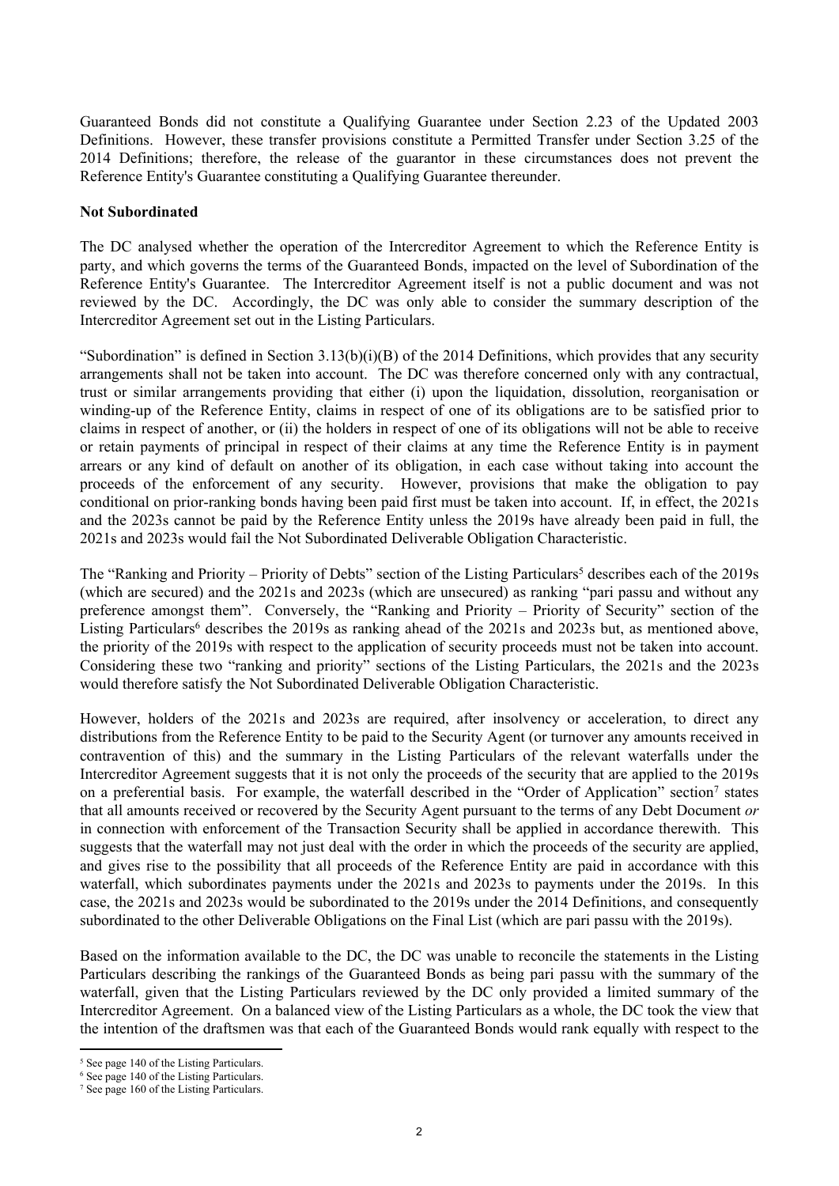Guaranteed Bonds did not constitute a Qualifying Guarantee under Section 2.23 of the Updated 2003 Definitions. However, these transfer provisions constitute a Permitted Transfer under Section 3.25 of the 2014 Definitions; therefore, the release of the guarantor in these circumstances does not prevent the Reference Entity's Guarantee constituting a Qualifying Guarantee thereunder.

**Not Subordinated**

The DC analysed whether the operation of the Intercreditor Agreement to which the Reference Entity is party, and which governs the terms of the Guaranteed Bonds, impacted on the level of Subordination of the Reference Entity's Guarantee. The Intercreditor Agreement itself is not a public document and was not reviewed by the DC. Accordingly, the DC was only able to consider the summary description of the Intercreditor Agreement set out in the Listing Particulars.

"Subordination" is defined in Section 3.13(b)(i)(B) of the 2014 Definitions, which provides that any security arrangements shall not be taken into account. The DC was therefore concerned only with any contractual, trust or similar arrangements providing that either (i) upon the liquidation, dissolution, reorganisation or winding-up of the Reference Entity, claims in respect of one of its obligations are to be satisfied prior to claims in respect of another, or (ii) the holders in respect of one of its obligations will not be able to receive or retain payments of principal in respect of their claims at any time the Reference Entity is in payment arrears or any kind of default on another of its obligation, in each case without taking into account the proceeds of the enforcement of any security. However, provisions that make the obligation to pay conditional on prior-ranking bonds having been paid first must be taken into account. If, in effect, the 2021s and the 2023s cannot be paid by the Reference Entity unless the 2019s have already been paid in full, the 2021s and 2023s would fail the Not Subordinated Deliverable Obligation Characteristic.

The "Ranking and Priority – Priority of Debts" section of the Listing Particulars[5] describes each of the 2019s (which are secured) and the 2021s and 2023s (which are unsecured) as ranking "pari passu and without any preference amongst them". Conversely, the "Ranking and Priority – Priority of Security" section of the Listing Particulars[6] describes the 2019s as ranking ahead of the 2021s and 2023s but, as mentioned above, the priority of the 2019s with respect to the application of security proceeds must not be taken into account. Considering these two "ranking and priority" sections of the Listing Particulars, the 2021s and the 2023s would therefore satisfy the Not Subordinated Deliverable Obligation Characteristic.

However, holders of the 2021s and 2023s are required, after insolvency or acceleration, to direct any distributions from the Reference Entity to be paid to the Security Agent (or turnover any amounts received in contravention of this) and the summary in the Listing Particulars of the relevant waterfalls under the Intercreditor Agreement suggests that it is not only the proceeds of the security that are applied to the 2019s on a preferential basis. For example, the waterfall described in the "Order of Application" section[7] states that all amounts received or recovered by the Security Agent pursuant to the terms of any Debt Document *or* in connection with enforcement of the Transaction Security shall be applied in accordance therewith. This suggests that the waterfall may not just deal with the order in which the proceeds of the security are applied, and gives rise to the possibility that all proceeds of the Reference Entity are paid in accordance with this waterfall, which subordinates payments under the 2021s and 2023s to payments under the 2019s. In this case, the 2021s and 2023s would be subordinated to the 2019s under the 2014 Definitions, and consequently subordinated to the other Deliverable Obligations on the Final List (which are pari passu with the 2019s).

Based on the information available to the DC, the DC was unable to reconcile the statements in the Listing Particulars describing the rankings of the Guaranteed Bonds as being pari passu with the summary of the waterfall, given that the Listing Particulars reviewed by the DC only provided a limited summary of the Intercreditor Agreement. On a balanced view of the Listing Particulars as a whole, the DC took the view that the intention of the draftsmen was that each of the Guaranteed Bonds would rank equally with respect to the

[5] See page 140 of the Listing Particulars.
[6] See page 140 of the Listing Particulars.
[7] See page 160 of the Listing Particulars.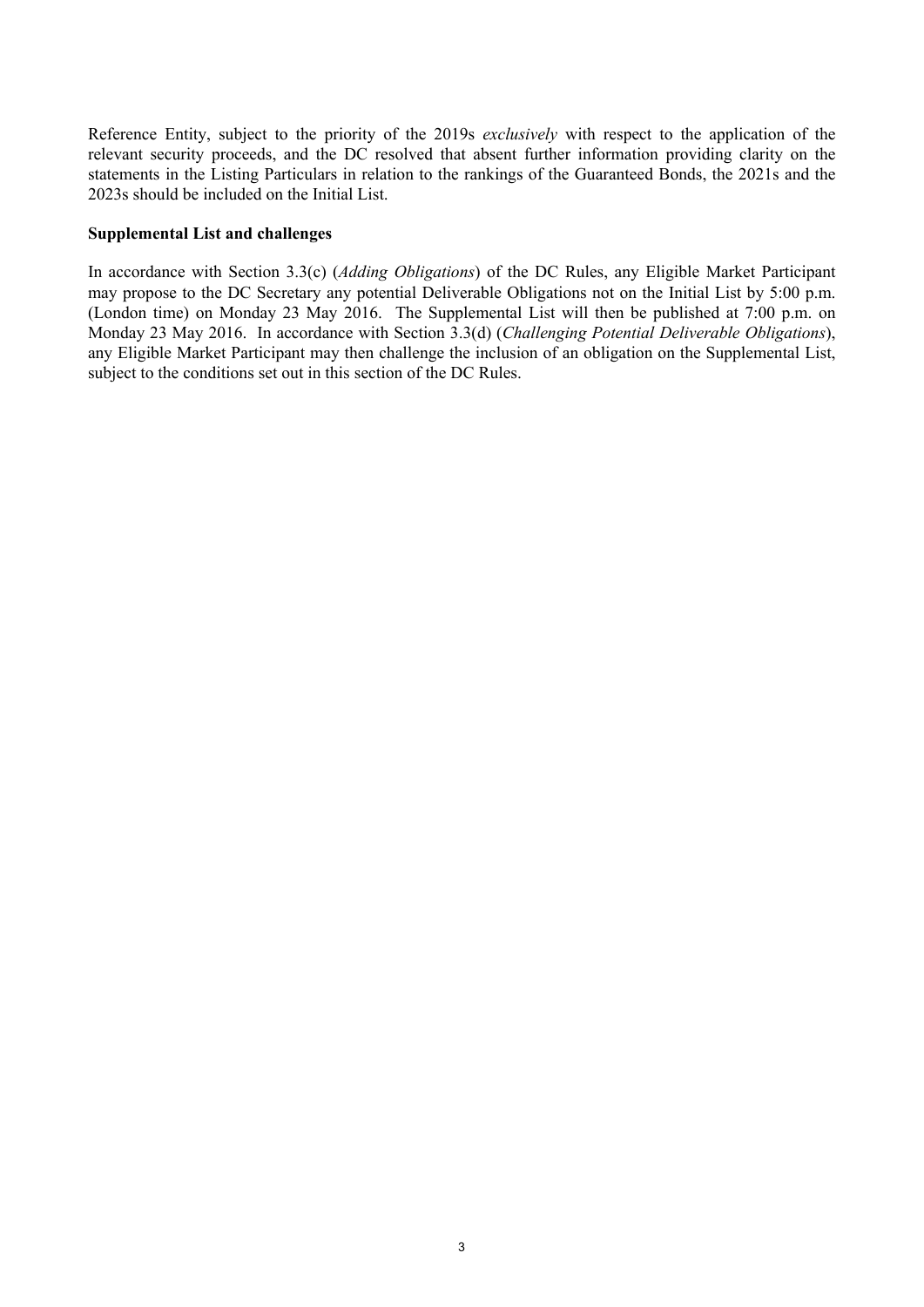Reference Entity, subject to the priority of the 2019s *exclusively* with respect to the application of the relevant security proceeds, and the DC resolved that absent further information providing clarity on the statements in the Listing Particulars in relation to the rankings of the Guaranteed Bonds, the 2021s and the 2023s should be included on the Initial List.

**Supplemental List and challenges**

In accordance with Section 3.3(c) (*Adding Obligations*) of the DC Rules, any Eligible Market Participant may propose to the DC Secretary any potential Deliverable Obligations not on the Initial List by 5:00 p.m. (London time) on Monday 23 May 2016. The Supplemental List will then be published at 7:00 p.m. on Monday 23 May 2016. In accordance with Section 3.3(d) (*Challenging Potential Deliverable Obligations*), any Eligible Market Participant may then challenge the inclusion of an obligation on the Supplemental List, subject to the conditions set out in this section of the DC Rules.